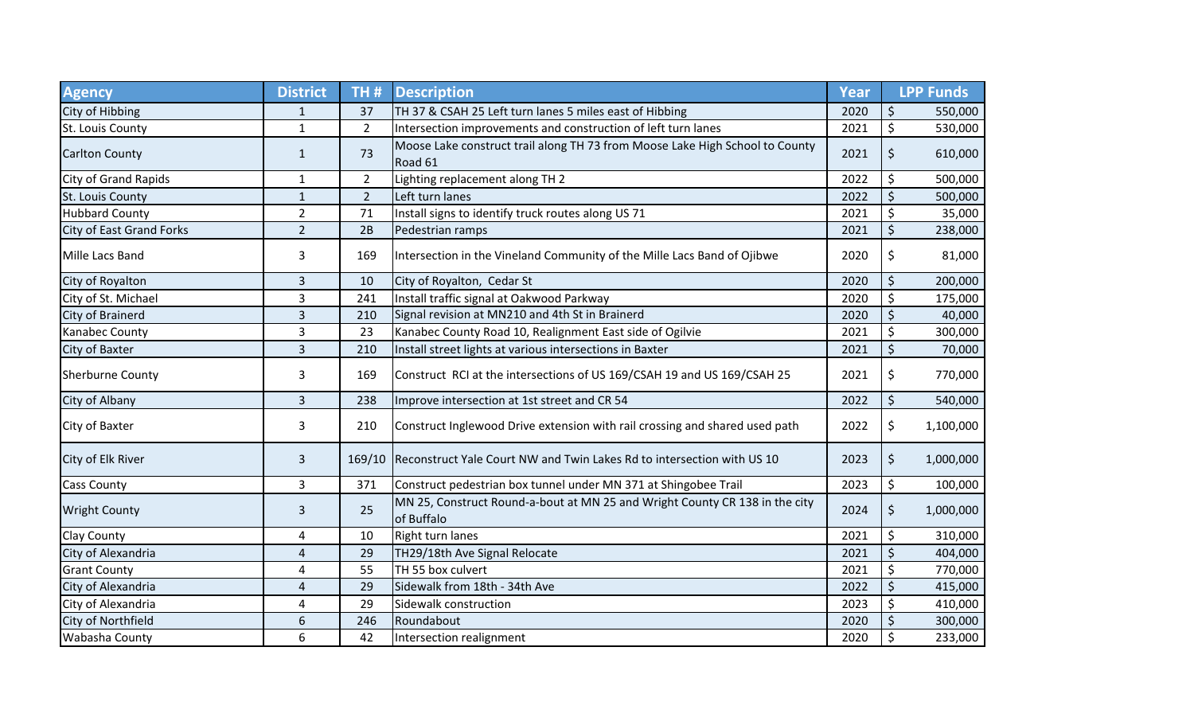| Agency | District | TH # | Description | Year | LPP Funds |
| --- | --- | --- | --- | --- | --- |
| City of Hibbing | 1 | 37 | TH 37 & CSAH 25 Left turn lanes 5 miles east of Hibbing | 2020 | $ 550,000 |
| St. Louis County | 1 | 2 | Intersection improvements and construction of left turn lanes | 2021 | $ 530,000 |
| Carlton County | 1 | 73 | Moose Lake construct trail along TH 73 from Moose Lake High School to County Road 61 | 2021 | $ 610,000 |
| City of Grand Rapids | 1 | 2 | Lighting replacement along TH 2 | 2022 | $ 500,000 |
| St. Louis County | 1 | 2 | Left turn lanes | 2022 | $ 500,000 |
| Hubbard County | 2 | 71 | Install signs to identify truck routes along US 71 | 2021 | $ 35,000 |
| City of East Grand Forks | 2 | 2B | Pedestrian ramps | 2021 | $ 238,000 |
| Mille Lacs Band | 3 | 169 | Intersection in the Vineland Community of the Mille Lacs Band of Ojibwe | 2020 | $ 81,000 |
| City of Royalton | 3 | 10 | City of Royalton, Cedar St | 2020 | $ 200,000 |
| City of St. Michael | 3 | 241 | Install traffic signal at Oakwood Parkway | 2020 | $ 175,000 |
| City of Brainerd | 3 | 210 | Signal revision at MN210 and 4th St in Brainerd | 2020 | $ 40,000 |
| Kanabec County | 3 | 23 | Kanabec County Road 10, Realignment East side of Ogilvie | 2021 | $ 300,000 |
| City of Baxter | 3 | 210 | Install street lights at various intersections in Baxter | 2021 | $ 70,000 |
| Sherburne County | 3 | 169 | Construct RCI at the intersections of US 169/CSAH 19 and US 169/CSAH 25 | 2021 | $ 770,000 |
| City of Albany | 3 | 238 | Improve intersection at 1st street and CR 54 | 2022 | $ 540,000 |
| City of Baxter | 3 | 210 | Construct Inglewood Drive extension with rail crossing and shared used path | 2022 | $ 1,100,000 |
| City of Elk River | 3 | 169/10 | Reconstruct Yale Court NW and Twin Lakes Rd to intersection with US 10 | 2023 | $ 1,000,000 |
| Cass County | 3 | 371 | Construct pedestrian box tunnel under MN 371 at Shingobee Trail | 2023 | $ 100,000 |
| Wright County | 3 | 25 | MN 25, Construct Round-a-bout at MN 25 and Wright County CR 138 in the city of Buffalo | 2024 | $ 1,000,000 |
| Clay County | 4 | 10 | Right turn lanes | 2021 | $ 310,000 |
| City of Alexandria | 4 | 29 | TH29/18th Ave Signal Relocate | 2021 | $ 404,000 |
| Grant County | 4 | 55 | TH 55 box culvert | 2021 | $ 770,000 |
| City of Alexandria | 4 | 29 | Sidewalk from 18th - 34th Ave | 2022 | $ 415,000 |
| City of Alexandria | 4 | 29 | Sidewalk construction | 2023 | $ 410,000 |
| City of Northfield | 6 | 246 | Roundabout | 2020 | $ 300,000 |
| Wabasha County | 6 | 42 | Intersection realignment | 2020 | $ 233,000 |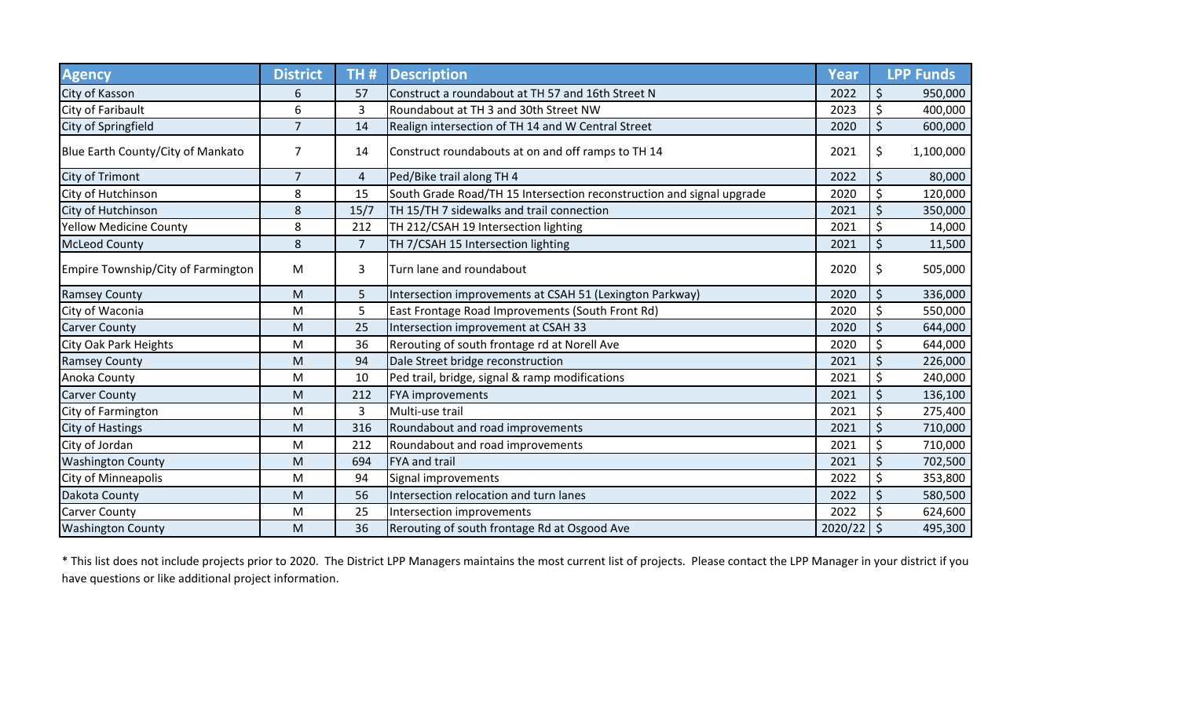| Agency | District | TH # | Description | Year | LPP Funds |
|---|---|---|---|---|---|
| City of Kasson | 6 | 57 | Construct a roundabout at TH 57 and 16th Street N | 2022 | $ 950,000 |
| City of Faribault | 6 | 3 | Roundabout at TH 3 and 30th Street NW | 2023 | $ 400,000 |
| City of Springfield | 7 | 14 | Realign intersection of TH 14 and W Central Street | 2020 | $ 600,000 |
| Blue Earth County/City of Mankato | 7 | 14 | Construct roundabouts at on and off ramps to TH 14 | 2021 | $ 1,100,000 |
| City of Trimont | 7 | 4 | Ped/Bike trail along TH 4 | 2022 | $ 80,000 |
| City of Hutchinson | 8 | 15 | South Grade Road/TH 15 Intersection reconstruction and signal upgrade | 2020 | $ 120,000 |
| City of Hutchinson | 8 | 15/7 | TH 15/TH 7 sidewalks and trail connection | 2021 | $ 350,000 |
| Yellow Medicine County | 8 | 212 | TH 212/CSAH 19 Intersection lighting | 2021 | $ 14,000 |
| McLeod County | 8 | 7 | TH 7/CSAH 15 Intersection lighting | 2021 | $ 11,500 |
| Empire Township/City of Farmington | M | 3 | Turn lane and roundabout | 2020 | $ 505,000 |
| Ramsey County | M | 5 | Intersection improvements at CSAH 51 (Lexington Parkway) | 2020 | $ 336,000 |
| City of Waconia | M | 5 | East Frontage Road Improvements (South Front Rd) | 2020 | $ 550,000 |
| Carver County | M | 25 | Intersection improvement at CSAH 33 | 2020 | $ 644,000 |
| City Oak Park Heights | M | 36 | Rerouting of south frontage rd at Norell Ave | 2020 | $ 644,000 |
| Ramsey County | M | 94 | Dale Street bridge reconstruction | 2021 | $ 226,000 |
| Anoka County | M | 10 | Ped trail, bridge, signal & ramp modifications | 2021 | $ 240,000 |
| Carver County | M | 212 | FYA improvements | 2021 | $ 136,100 |
| City of Farmington | M | 3 | Multi-use trail | 2021 | $ 275,400 |
| City of Hastings | M | 316 | Roundabout and road improvements | 2021 | $ 710,000 |
| City of Jordan | M | 212 | Roundabout and road improvements | 2021 | $ 710,000 |
| Washington County | M | 694 | FYA and trail | 2021 | $ 702,500 |
| City of Minneapolis | M | 94 | Signal improvements | 2022 | $ 353,800 |
| Dakota County | M | 56 | Intersection relocation and turn lanes | 2022 | $ 580,500 |
| Carver County | M | 25 | Intersection improvements | 2022 | $ 624,600 |
| Washington County | M | 36 | Rerouting of south frontage Rd at Osgood Ave | 2020/22 | $ 495,300 |

* This list does not include projects prior to 2020. The District LPP Managers maintains the most current list of projects. Please contact the LPP Manager in your district if you have questions or like additional project information.